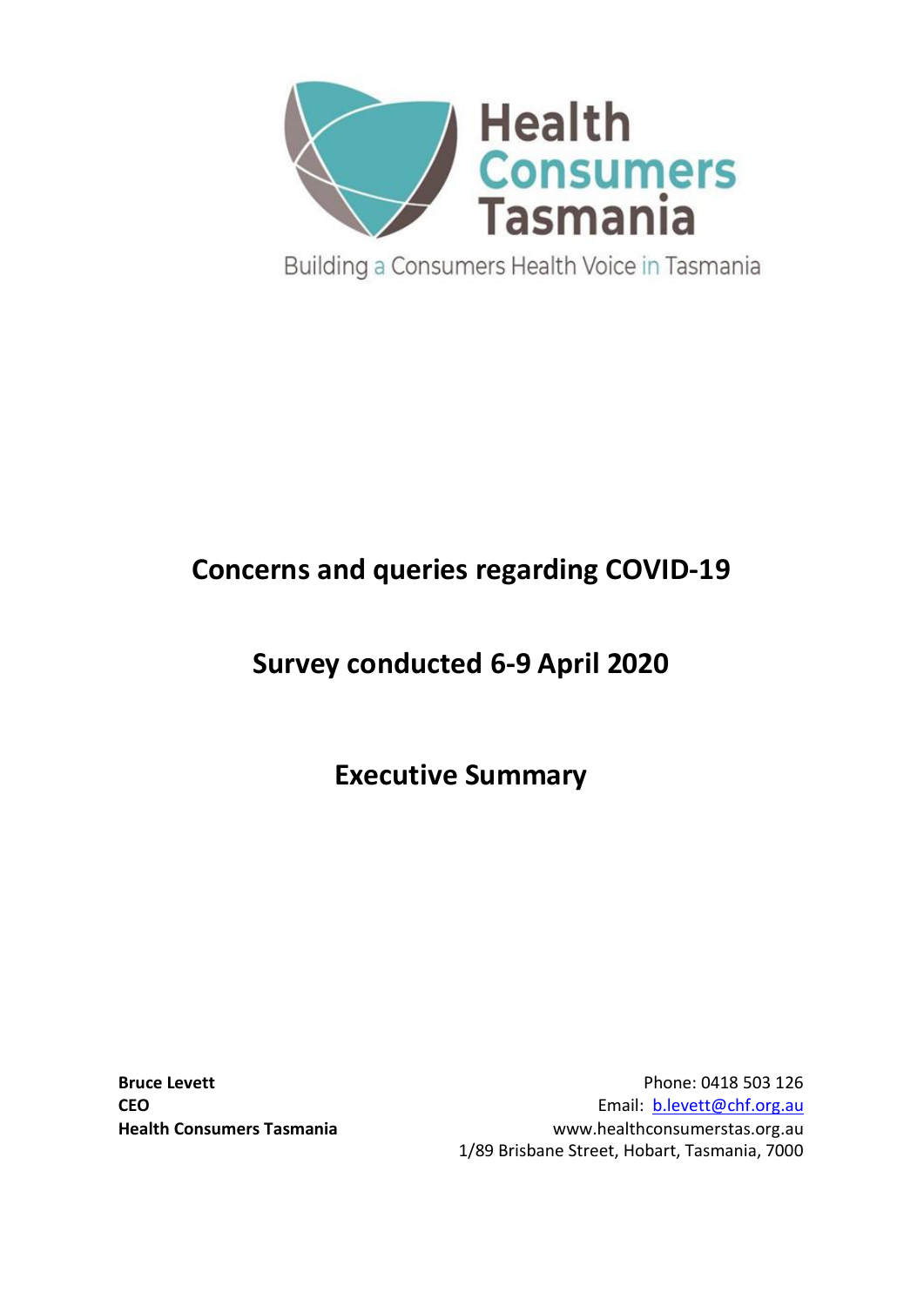Health Consumers Tasmania

Building a Consumers Health Voice in Tasmania

# Concerns and queries regarding COVID-19

## Survey conducted 6-9 April 2020

## Executive Summary

**Bruce Levett**
**CEO**
**Health Consumers Tasmania**

Phone: 0418 503 126
Email: b.levett@chf.org.au
www.healthconsumerstas.org.au
1/89 Brisbane Street, Hobart, Tasmania, 7000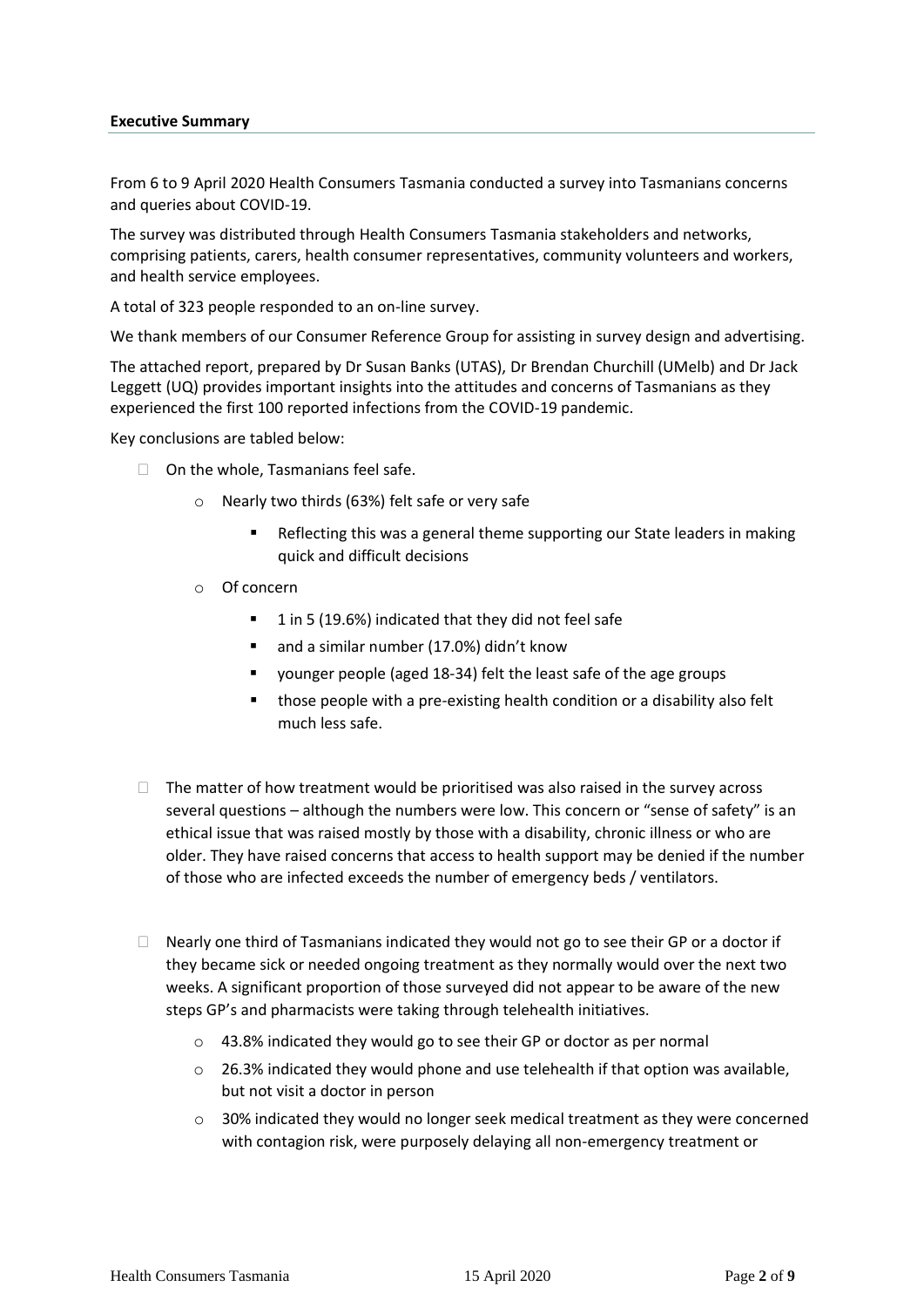**Executive Summary**

From 6 to 9 April 2020 Health Consumers Tasmania conducted a survey into Tasmanians concerns and queries about COVID-19.

The survey was distributed through Health Consumers Tasmania stakeholders and networks, comprising patients, carers, health consumer representatives, community volunteers and workers, and health service employees.

A total of 323 people responded to an on-line survey.

We thank members of our Consumer Reference Group for assisting in survey design and advertising.

The attached report, prepared by Dr Susan Banks (UTAS), Dr Brendan Churchill (UMelb) and Dr Jack Leggett (UQ) provides important insights into the attitudes and concerns of Tasmanians as they experienced the first 100 reported infections from the COVID-19 pandemic.

Key conclusions are tabled below:

- On the whole, Tasmanians feel safe.
  - Nearly two thirds (63%) felt safe or very safe
    - Reflecting this was a general theme supporting our State leaders in making quick and difficult decisions
  - Of concern
    - 1 in 5 (19.6%) indicated that they did not feel safe
    - and a similar number (17.0%) didn't know
    - younger people (aged 18-34) felt the least safe of the age groups
    - those people with a pre-existing health condition or a disability also felt much less safe.

- The matter of how treatment would be prioritised was also raised in the survey across several questions – although the numbers were low. This concern or "sense of safety" is an ethical issue that was raised mostly by those with a disability, chronic illness or who are older. They have raised concerns that access to health support may be denied if the number of those who are infected exceeds the number of emergency beds / ventilators.

- Nearly one third of Tasmanians indicated they would not go to see their GP or a doctor if they became sick or needed ongoing treatment as they normally would over the next two weeks. A significant proportion of those surveyed did not appear to be aware of the new steps GP's and pharmacists were taking through telehealth initiatives.
  - 43.8% indicated they would go to see their GP or doctor as per normal
  - 26.3% indicated they would phone and use telehealth if that option was available, but not visit a doctor in person
  - 30% indicated they would no longer seek medical treatment as they were concerned with contagion risk, were purposely delaying all non-emergency treatment or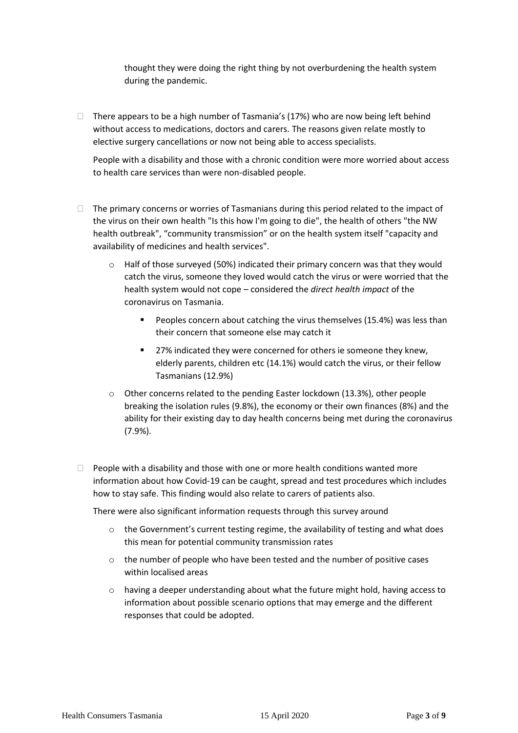thought they were doing the right thing by not overburdening the health system during the pandemic.

- There appears to be a high number of Tasmania's (17%) who are now being left behind without access to medications, doctors and carers. The reasons given relate mostly to elective surgery cancellations or now not being able to access specialists.

  People with a disability and those with a chronic condition were more worried about access to health care services than were non-disabled people.

- The primary concerns or worries of Tasmanians during this period related to the impact of the virus on their own health "Is this how I'm going to die", the health of others "the NW health outbreak", "community transmission" or on the health system itself "capacity and availability of medicines and health services".
  - Half of those surveyed (50%) indicated their primary concern was that they would catch the virus, someone they loved would catch the virus or were worried that the health system would not cope – considered the *direct health impact* of the coronavirus on Tasmania.
    - Peoples concern about catching the virus themselves (15.4%) was less than their concern that someone else may catch it
    - 27% indicated they were concerned for others ie someone they knew, elderly parents, children etc (14.1%) would catch the virus, or their fellow Tasmanians (12.9%)
  - Other concerns related to the pending Easter lockdown (13.3%), other people breaking the isolation rules (9.8%), the economy or their own finances (8%) and the ability for their existing day to day health concerns being met during the coronavirus (7.9%).

- People with a disability and those with one or more health conditions wanted more information about how Covid-19 can be caught, spread and test procedures which includes how to stay safe. This finding would also relate to carers of patients also.

  There were also significant information requests through this survey around

  - the Government's current testing regime, the availability of testing and what does this mean for potential community transmission rates
  - the number of people who have been tested and the number of positive cases within localised areas
  - having a deeper understanding about what the future might hold, having access to information about possible scenario options that may emerge and the different responses that could be adopted.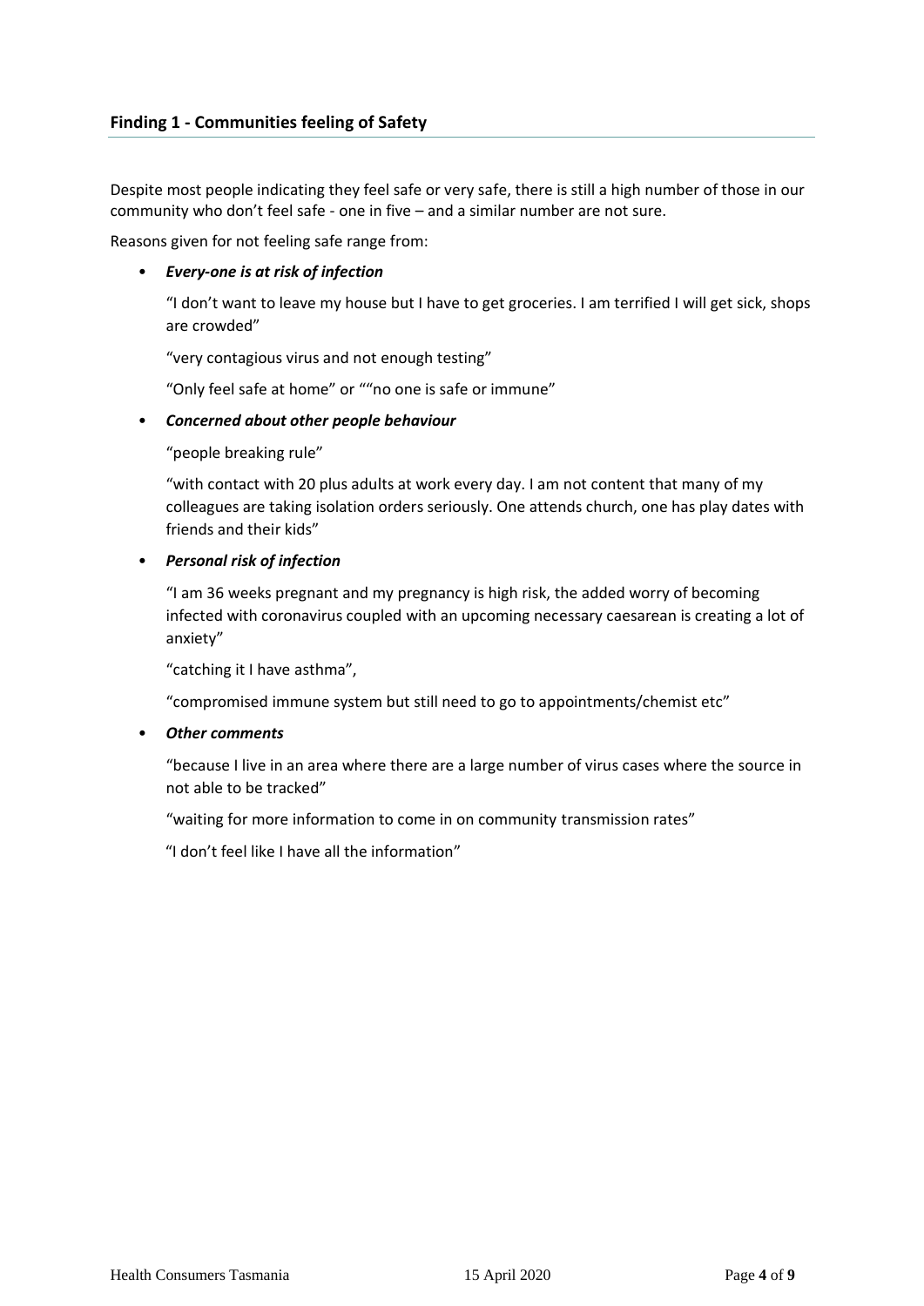## Finding 1 - Communities feeling of Safety

Despite most people indicating they feel safe or very safe, there is still a high number of those in our community who don't feel safe - one in five – and a similar number are not sure.

Reasons given for not feeling safe range from:

- ***Every-one is at risk of infection***

  "I don't want to leave my house but I have to get groceries. I am terrified I will get sick, shops are crowded"

  "very contagious virus and not enough testing"

  "Only feel safe at home" or ""no one is safe or immune"

- ***Concerned about other people behaviour***

  "people breaking rule"

  "with contact with 20 plus adults at work every day. I am not content that many of my colleagues are taking isolation orders seriously. One attends church, one has play dates with friends and their kids"

- ***Personal risk of infection***

  "I am 36 weeks pregnant and my pregnancy is high risk, the added worry of becoming infected with coronavirus coupled with an upcoming necessary caesarean is creating a lot of anxiety"

  "catching it I have asthma",

  "compromised immune system but still need to go to appointments/chemist etc"

- ***Other comments***

  "because I live in an area where there are a large number of virus cases where the source in not able to be tracked"

  "waiting for more information to come in on community transmission rates"

  "I don't feel like I have all the information"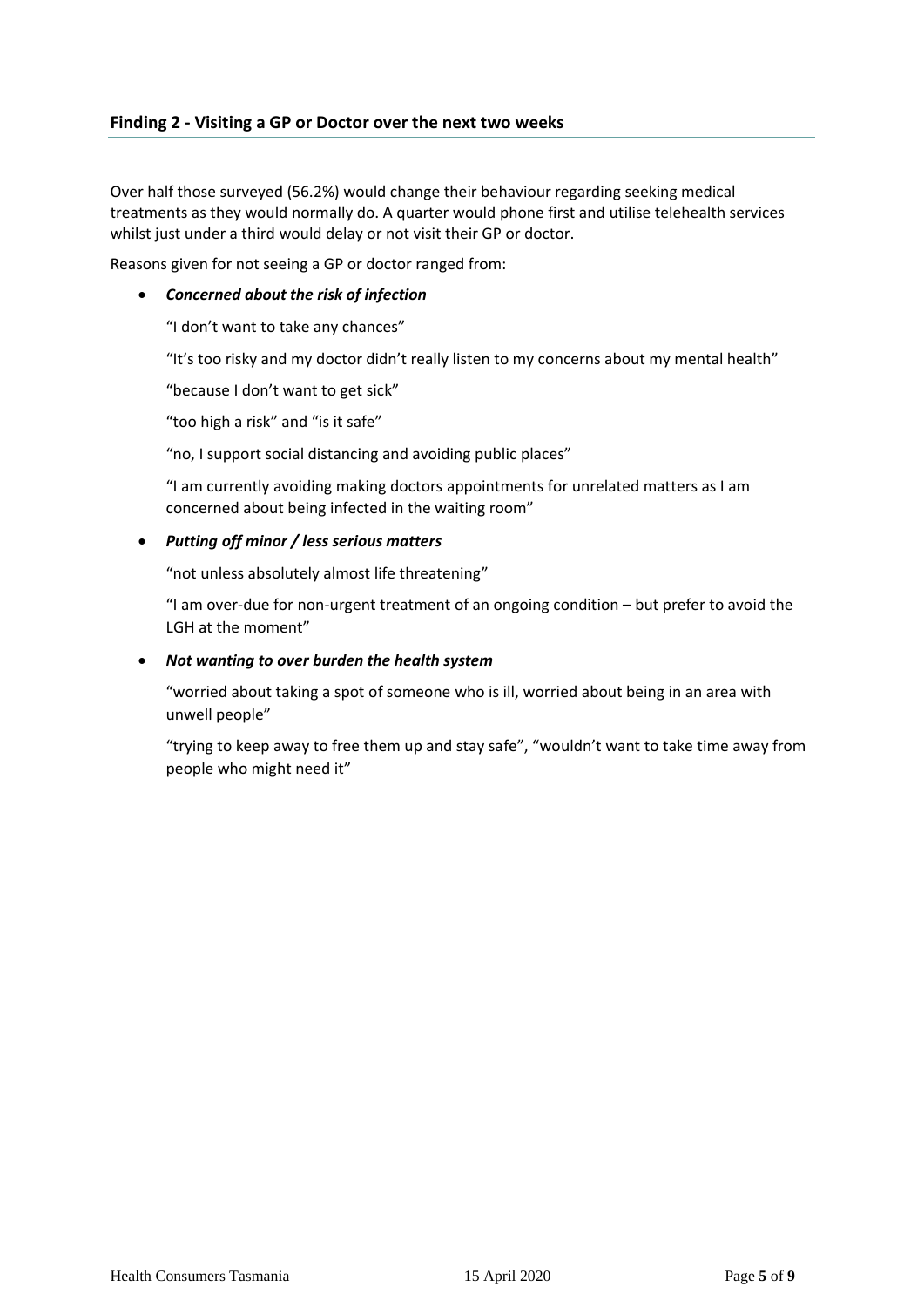## Finding 2 - Visiting a GP or Doctor over the next two weeks

Over half those surveyed (56.2%) would change their behaviour regarding seeking medical treatments as they would normally do. A quarter would phone first and utilise telehealth services whilst just under a third would delay or not visit their GP or doctor.

Reasons given for not seeing a GP or doctor ranged from:

- ***Concerned about the risk of infection***

  "I don't want to take any chances"

  "It's too risky and my doctor didn't really listen to my concerns about my mental health"

  "because I don't want to get sick"

  "too high a risk" and "is it safe"

  "no, I support social distancing and avoiding public places"

  "I am currently avoiding making doctors appointments for unrelated matters as I am concerned about being infected in the waiting room"

- ***Putting off minor / less serious matters***

  "not unless absolutely almost life threatening"

  "I am over-due for non-urgent treatment of an ongoing condition – but prefer to avoid the LGH at the moment"

- ***Not wanting to over burden the health system***

  "worried about taking a spot of someone who is ill, worried about being in an area with unwell people"

  "trying to keep away to free them up and stay safe", "wouldn't want to take time away from people who might need it"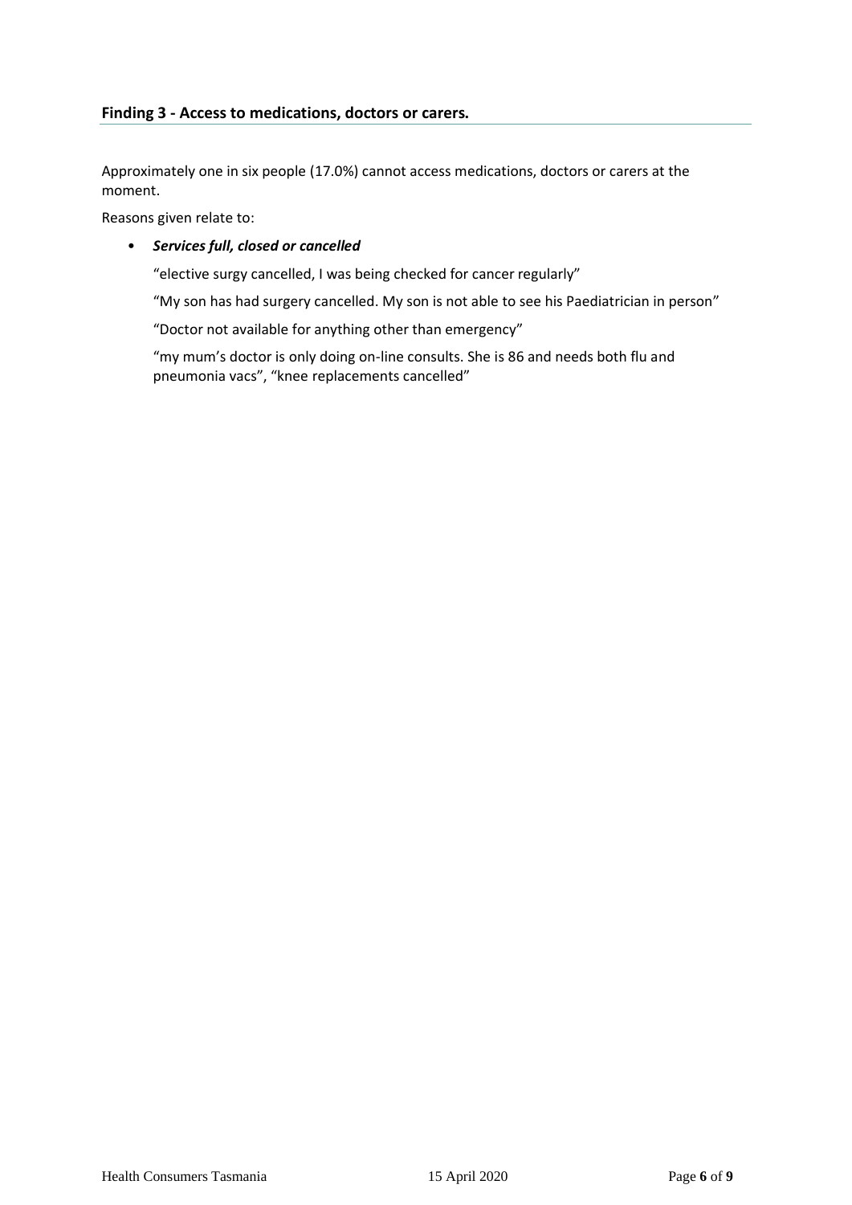## Finding 3 - Access to medications, doctors or carers.

Approximately one in six people (17.0%) cannot access medications, doctors or carers at the moment.

Reasons given relate to:

- ***Services full, closed or cancelled***

  "elective surgy cancelled, I was being checked for cancer regularly"

  "My son has had surgery cancelled. My son is not able to see his Paediatrician in person"

  "Doctor not available for anything other than emergency"

  "my mum's doctor is only doing on-line consults. She is 86 and needs both flu and pneumonia vacs", "knee replacements cancelled"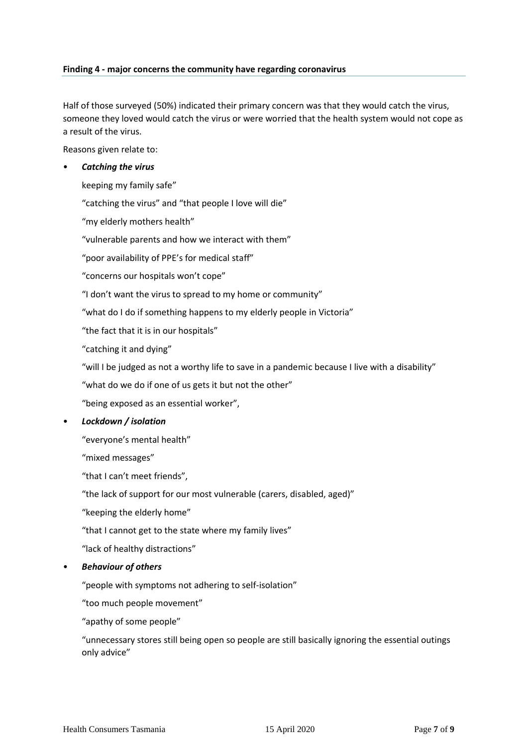**Finding 4 - major concerns the community have regarding coronavirus**

Half of those surveyed (50%) indicated their primary concern was that they would catch the virus, someone they loved would catch the virus or were worried that the health system would not cope as a result of the virus.

Reasons given relate to:

- ***Catching the virus***

  keeping my family safe"

  "catching the virus" and "that people I love will die"

  "my elderly mothers health"

  "vulnerable parents and how we interact with them"

  "poor availability of PPE's for medical staff"

  "concerns our hospitals won't cope"

  "I don't want the virus to spread to my home or community"

  "what do I do if something happens to my elderly people in Victoria"

  "the fact that it is in our hospitals"

  "catching it and dying"

  "will I be judged as not a worthy life to save in a pandemic because I live with a disability"

  "what do we do if one of us gets it but not the other"

  "being exposed as an essential worker",

- ***Lockdown / isolation***

  "everyone's mental health"

  "mixed messages"

  "that I can't meet friends",

  "the lack of support for our most vulnerable (carers, disabled, aged)"

  "keeping the elderly home"

  "that I cannot get to the state where my family lives"

  "lack of healthy distractions"

- ***Behaviour of others***

  "people with symptoms not adhering to self-isolation"

  "too much people movement"

  "apathy of some people"

  "unnecessary stores still being open so people are still basically ignoring the essential outings only advice"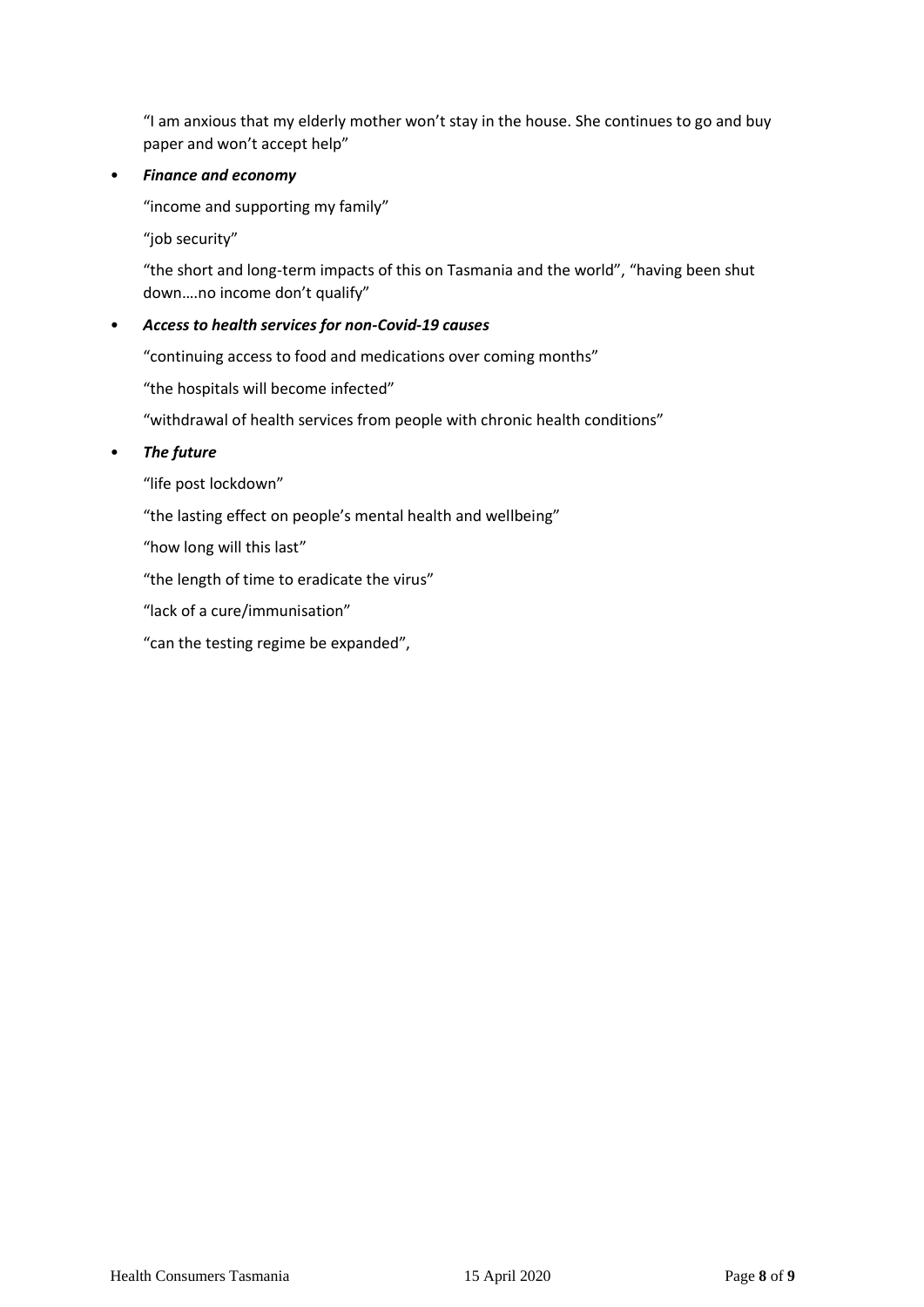"I am anxious that my elderly mother won't stay in the house. She continues to go and buy paper and won't accept help"

- ***Finance and economy***

  "income and supporting my family"

  "job security"

  "the short and long-term impacts of this on Tasmania and the world", "having been shut down….no income don't qualify"

- ***Access to health services for non-Covid-19 causes***

  "continuing access to food and medications over coming months"

  "the hospitals will become infected"

  "withdrawal of health services from people with chronic health conditions"

- ***The future***

  "life post lockdown"

  "the lasting effect on people's mental health and wellbeing"

  "how long will this last"

  "the length of time to eradicate the virus"

  "lack of a cure/immunisation"

  "can the testing regime be expanded",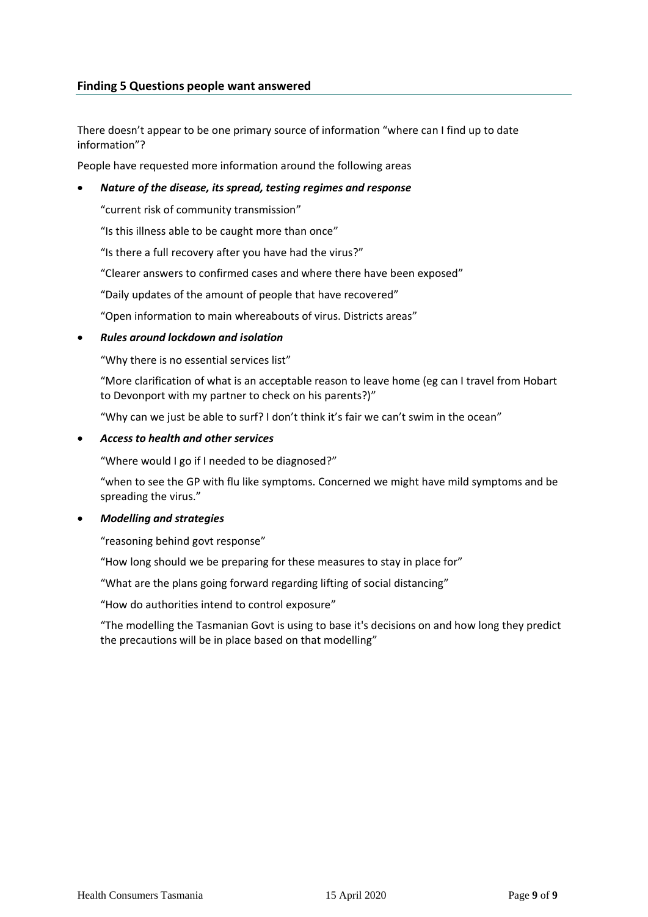## Finding 5 Questions people want answered

There doesn't appear to be one primary source of information "where can I find up to date information"?

People have requested more information around the following areas

- ***Nature of the disease, its spread, testing regimes and response***

  "current risk of community transmission"

  "Is this illness able to be caught more than once"

  "Is there a full recovery after you have had the virus?"

  "Clearer answers to confirmed cases and where there have been exposed"

  "Daily updates of the amount of people that have recovered"

  "Open information to main whereabouts of virus. Districts areas"

- ***Rules around lockdown and isolation***

  "Why there is no essential services list"

  "More clarification of what is an acceptable reason to leave home (eg can I travel from Hobart to Devonport with my partner to check on his parents?)"

  "Why can we just be able to surf? I don't think it's fair we can't swim in the ocean"

- ***Access to health and other services***

  "Where would I go if I needed to be diagnosed?"

  "when to see the GP with flu like symptoms. Concerned we might have mild symptoms and be spreading the virus."

- ***Modelling and strategies***

  "reasoning behind govt response"

  "How long should we be preparing for these measures to stay in place for"

  "What are the plans going forward regarding lifting of social distancing"

  "How do authorities intend to control exposure"

  "The modelling the Tasmanian Govt is using to base it's decisions on and how long they predict the precautions will be in place based on that modelling"